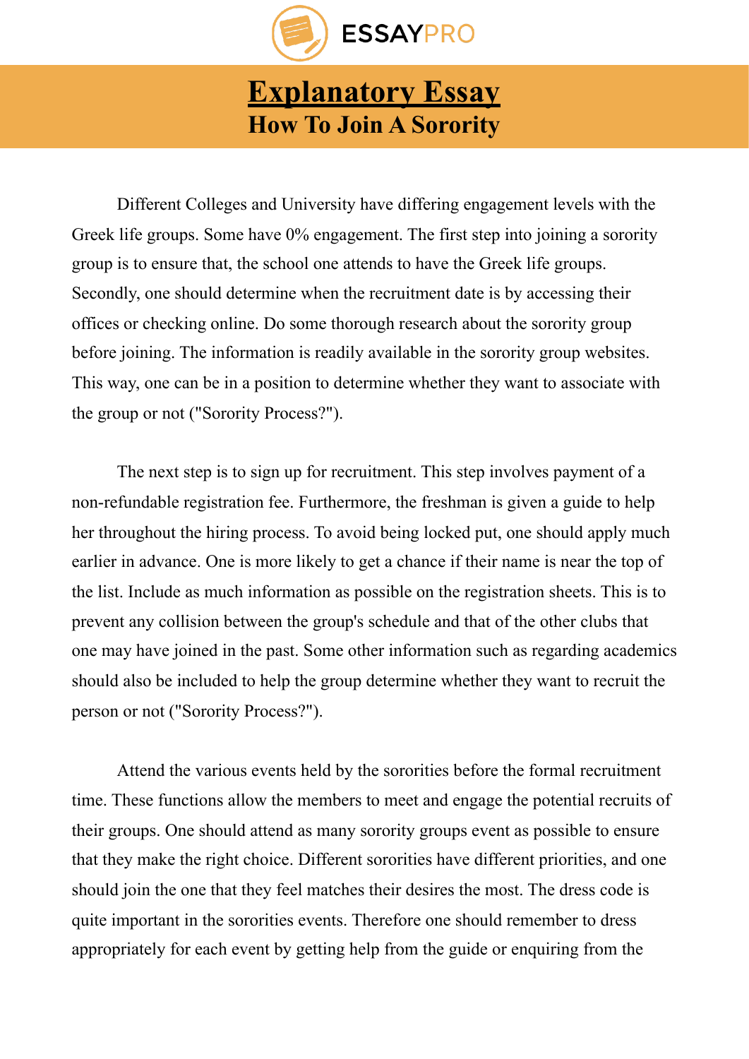# Explanatory Essay

## How To Join A Sorority

Different Colleges and University have differing engagement levels with the Greek life groups. Some have 0% engagement. The first step into joining a sorority group is to ensure that, the school one attends to have the Greek life groups. Secondly, one should determine when the recruitment date is by accessing their offices or checking online. Do some thorough research about the sorority group before joining. The information is readily available in the sorority group websites. This way, one can be in a position to determine whether they want to associate with the group or not ("Sorority Process?").

The next step is to sign up for recruitment. This step involves payment of a non-refundable registration fee. Furthermore, the freshman is given a guide to help her throughout the hiring process. To avoid being locked put, one should apply much earlier in advance. One is more likely to get a chance if their name is near the top of the list. Include as much information as possible on the registration sheets. This is to prevent any collision between the group's schedule and that of the other clubs that one may have joined in the past. Some other information such as regarding academics should also be included to help the group determine whether they want to recruit the person or not ("Sorority Process?").

Attend the various events held by the sororities before the formal recruitment time. These functions allow the members to meet and engage the potential recruits of their groups. One should attend as many sorority groups event as possible to ensure that they make the right choice. Different sororities have different priorities, and one should join the one that they feel matches their desires the most. The dress code is quite important in the sororities events. Therefore one should remember to dress appropriately for each event by getting help from the guide or enquiring from the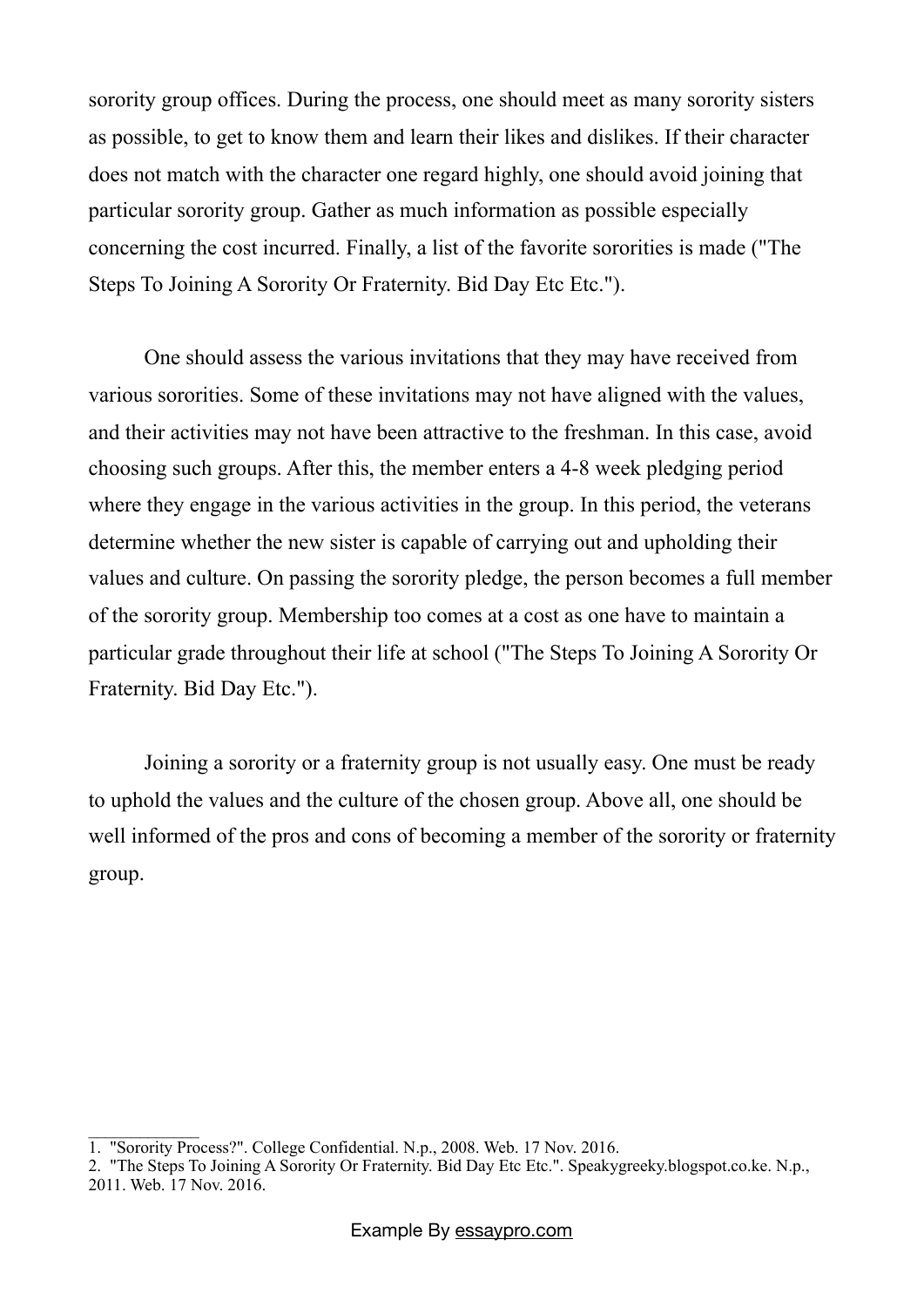sorority group offices. During the process, one should meet as many sorority sisters as possible, to get to know them and learn their likes and dislikes. If their character does not match with the character one regard highly, one should avoid joining that particular sorority group. Gather as much information as possible especially concerning the cost incurred. Finally, a list of the favorite sororities is made ("The Steps To Joining A Sorority Or Fraternity. Bid Day Etc Etc.").

One should assess the various invitations that they may have received from various sororities. Some of these invitations may not have aligned with the values, and their activities may not have been attractive to the freshman. In this case, avoid choosing such groups. After this, the member enters a 4-8 week pledging period where they engage in the various activities in the group. In this period, the veterans determine whether the new sister is capable of carrying out and upholding their values and culture. On passing the sorority pledge, the person becomes a full member of the sorority group. Membership too comes at a cost as one have to maintain a particular grade throughout their life at school ("The Steps To Joining A Sorority Or Fraternity. Bid Day Etc.").

Joining a sorority or a fraternity group is not usually easy. One must be ready to uphold the values and the culture of the chosen group. Above all, one should be well informed of the pros and cons of becoming a member of the sorority or fraternity group.

---

1. "Sorority Process?". College Confidential. N.p., 2008. Web. 17 Nov. 2016.
2. "The Steps To Joining A Sorority Or Fraternity. Bid Day Etc Etc.". Speakygreeky.blogspot.co.ke. N.p., 2011. Web. 17 Nov. 2016.

Example By essaypro.com